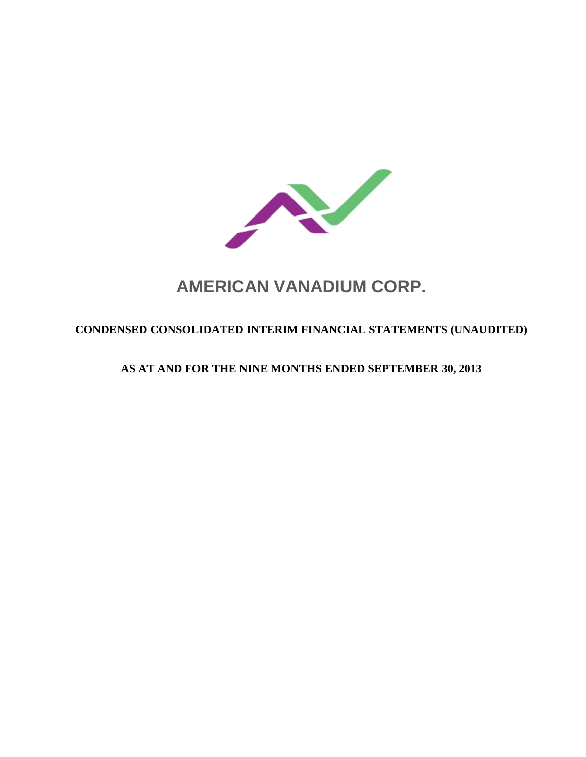# AMERICAN VANADIUM CORP.

## CONDENSED CONSOLIDATED INTERIM FINANCIAL STATEMENTS (UNAUDITED)

## AS AT AND FOR THE NINE MONTHS ENDED SEPTEMBER 30, 2013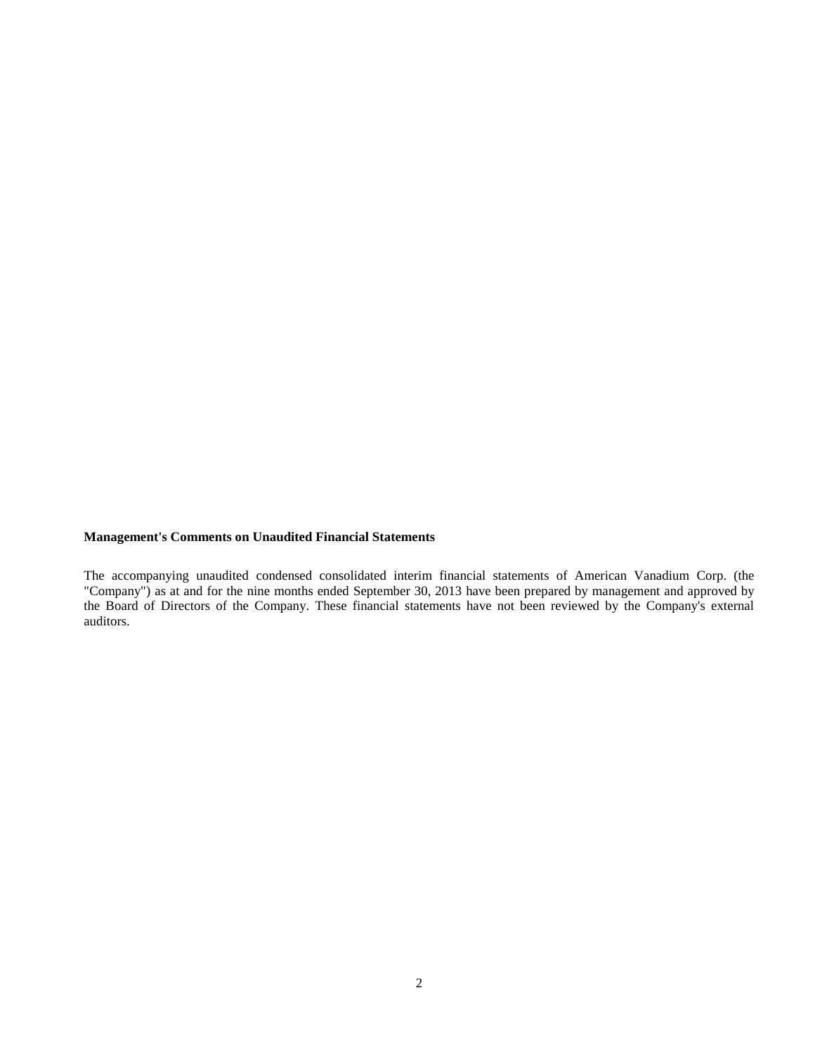**Management's Comments on Unaudited Financial Statements**

The accompanying unaudited condensed consolidated interim financial statements of American Vanadium Corp. (the "Company") as at and for the nine months ended September 30, 2013 have been prepared by management and approved by the Board of Directors of the Company. These financial statements have not been reviewed by the Company's external auditors.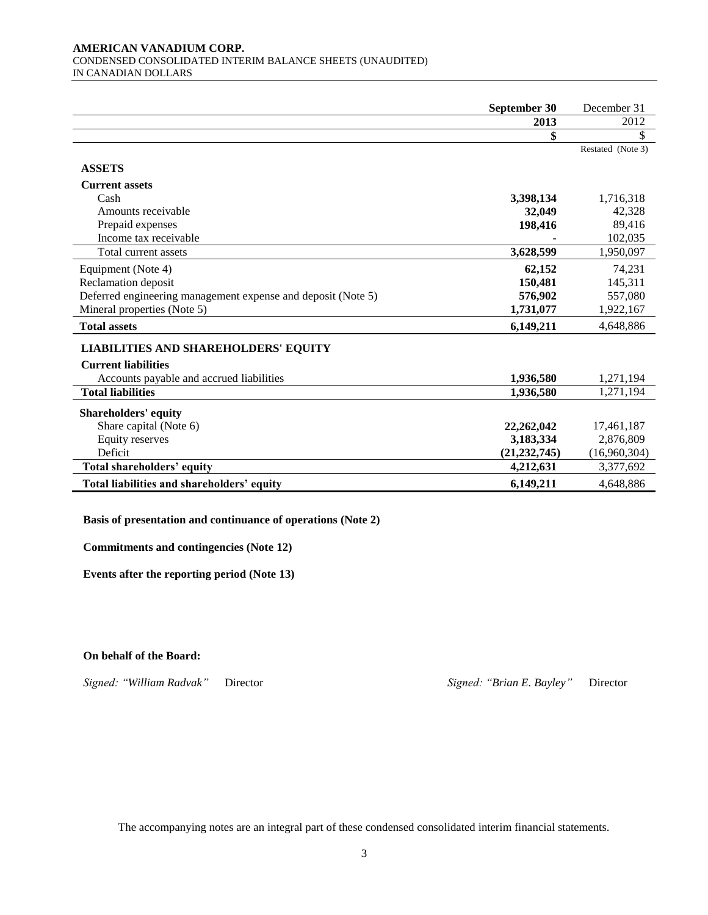**AMERICAN VANADIUM CORP.**
CONDENSED CONSOLIDATED INTERIM BALANCE SHEETS (UNAUDITED)
IN CANADIAN DOLLARS

| | **September 30 2013** | December 31 2012 |
|---|---|---|
| | **$** | $ |
| | | Restated (Note 3) |
| **ASSETS** | | |
| **Current assets** | | |
| Cash | **3,398,134** | 1,716,318 |
| Amounts receivable | **32,049** | 42,328 |
| Prepaid expenses | **198,416** | 89,416 |
| Income tax receivable | **-** | 102,035 |
| Total current assets | **3,628,599** | 1,950,097 |
| Equipment (Note 4) | **62,152** | 74,231 |
| Reclamation deposit | **150,481** | 145,311 |
| Deferred engineering management expense and deposit (Note 5) | **576,902** | 557,080 |
| Mineral properties (Note 5) | **1,731,077** | 1,922,167 |
| **Total assets** | **6,149,211** | 4,648,886 |
| **LIABILITIES AND SHAREHOLDERS' EQUITY** | | |
| **Current liabilities** | | |
| Accounts payable and accrued liabilities | **1,936,580** | 1,271,194 |
| **Total liabilities** | **1,936,580** | 1,271,194 |
| **Shareholders' equity** | | |
| Share capital (Note 6) | **22,262,042** | 17,461,187 |
| Equity reserves | **3,183,334** | 2,876,809 |
| Deficit | **(21,232,745)** | (16,960,304) |
| **Total shareholders' equity** | **4,212,631** | 3,377,692 |
| **Total liabilities and shareholders' equity** | **6,149,211** | 4,648,886 |

**Basis of presentation and continuance of operations (Note 2)**

**Commitments and contingencies (Note 12)**

**Events after the reporting period (Note 13)**

**On behalf of the Board:**

*Signed: "William Radvak"* Director *Signed: "Brian E. Bayley"* Director

The accompanying notes are an integral part of these condensed consolidated interim financial statements.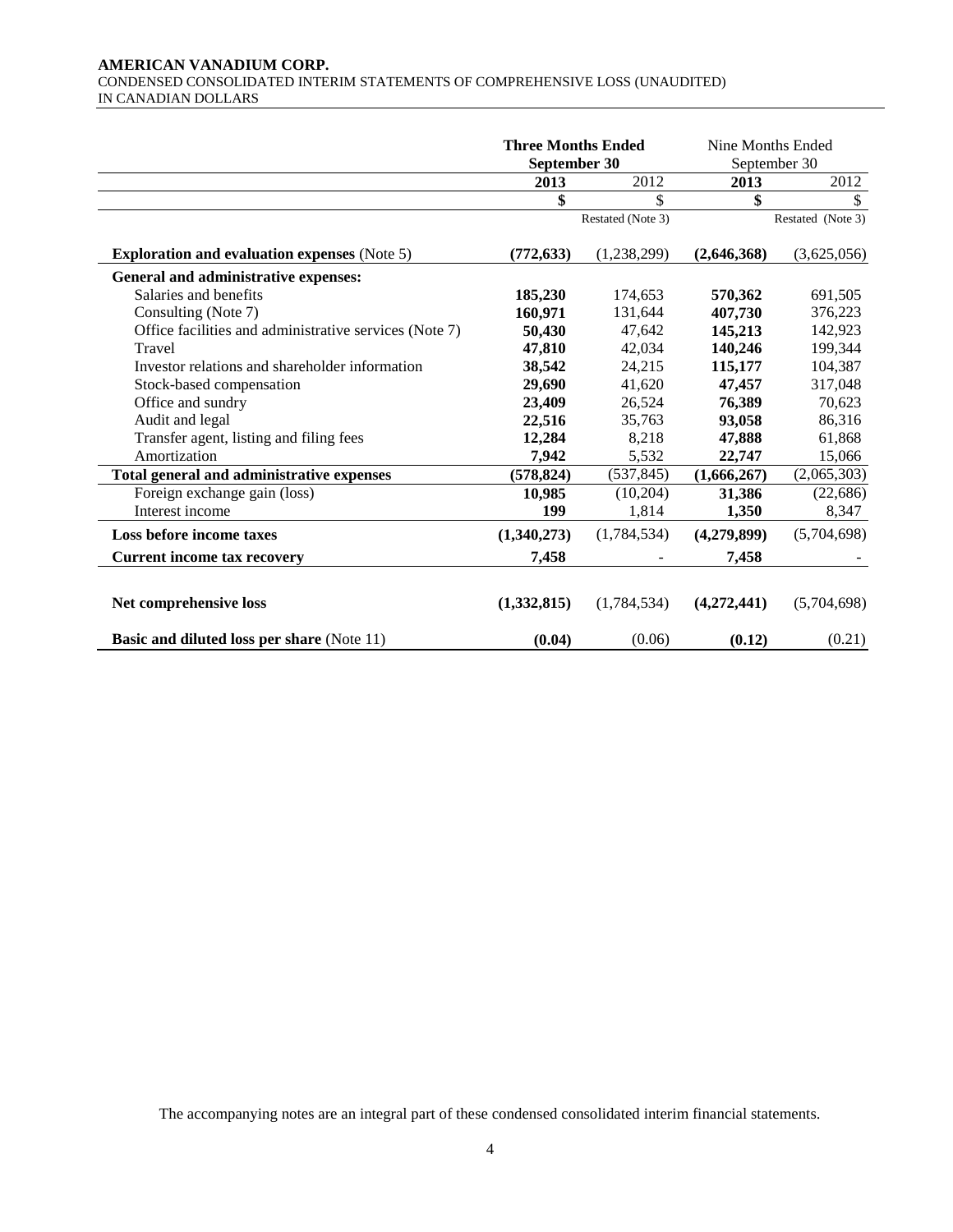**AMERICAN VANADIUM CORP.**
CONDENSED CONSOLIDATED INTERIM STATEMENTS OF COMPREHENSIVE LOSS (UNAUDITED)
IN CANADIAN DOLLARS

| | **Three Months Ended September 30** | | Nine Months Ended September 30 | |
|---|---|---|---|---|
| | **2013** | 2012 | **2013** | 2012 |
| | **$** | $ | **$** | $ |
| | | Restated (Note 3) | | Restated (Note 3) |
| **Exploration and evaluation expenses** (Note 5) | **(772,633)** | (1,238,299) | **(2,646,368)** | (3,625,056) |
| **General and administrative expenses:** | | | | |
| Salaries and benefits | **185,230** | 174,653 | **570,362** | 691,505 |
| Consulting (Note 7) | **160,971** | 131,644 | **407,730** | 376,223 |
| Office facilities and administrative services (Note 7) | **50,430** | 47,642 | **145,213** | 142,923 |
| Travel | **47,810** | 42,034 | **140,246** | 199,344 |
| Investor relations and shareholder information | **38,542** | 24,215 | **115,177** | 104,387 |
| Stock-based compensation | **29,690** | 41,620 | **47,457** | 317,048 |
| Office and sundry | **23,409** | 26,524 | **76,389** | 70,623 |
| Audit and legal | **22,516** | 35,763 | **93,058** | 86,316 |
| Transfer agent, listing and filing fees | **12,284** | 8,218 | **47,888** | 61,868 |
| Amortization | **7,942** | 5,532 | **22,747** | 15,066 |
| **Total general and administrative expenses** | **(578,824)** | (537,845) | **(1,666,267)** | (2,065,303) |
| Foreign exchange gain (loss) | **10,985** | (10,204) | **31,386** | (22,686) |
| Interest income | **199** | 1,814 | **1,350** | 8,347 |
| **Loss before income taxes** | **(1,340,273)** | (1,784,534) | **(4,279,899)** | (5,704,698) |
| **Current income tax recovery** | **7,458** | - | **7,458** | - |
| **Net comprehensive loss** | **(1,332,815)** | (1,784,534) | **(4,272,441)** | (5,704,698) |
| **Basic and diluted loss per share** (Note 11) | **(0.04)** | (0.06) | **(0.12)** | (0.21) |

The accompanying notes are an integral part of these condensed consolidated interim financial statements.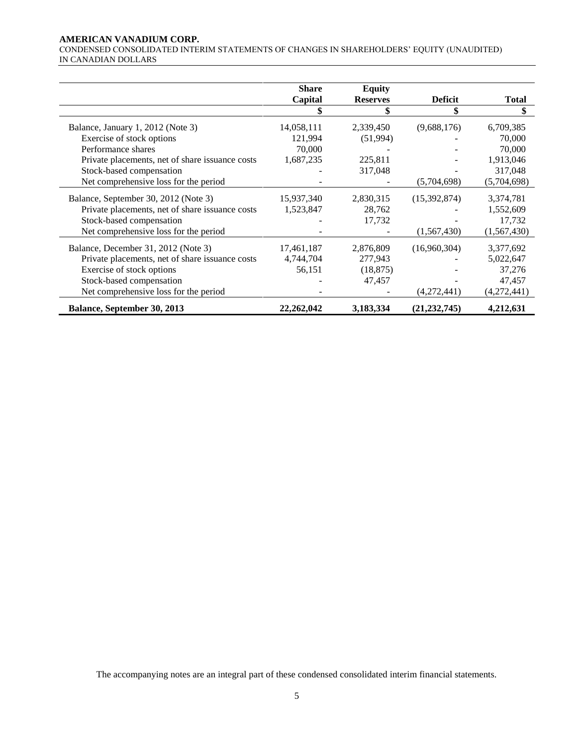**AMERICAN VANADIUM CORP.**
CONDENSED CONSOLIDATED INTERIM STATEMENTS OF CHANGES IN SHAREHOLDERS' EQUITY (UNAUDITED)
IN CANADIAN DOLLARS

| | Share Capital | Equity Reserves | Deficit | Total |
|---|---|---|---|---|
| | $ | $ | $ | $ |
| Balance, January 1, 2012 (Note 3) | 14,058,111 | 2,339,450 | (9,688,176) | 6,709,385 |
| Exercise of stock options | 121,994 | (51,994) | - | 70,000 |
| Performance shares | 70,000 | - | - | 70,000 |
| Private placements, net of share issuance costs | 1,687,235 | 225,811 | - | 1,913,046 |
| Stock-based compensation | - | 317,048 | - | 317,048 |
| Net comprehensive loss for the period | - | - | (5,704,698) | (5,704,698) |
| Balance, September 30, 2012 (Note 3) | 15,937,340 | 2,830,315 | (15,392,874) | 3,374,781 |
| Private placements, net of share issuance costs | 1,523,847 | 28,762 | - | 1,552,609 |
| Stock-based compensation | - | 17,732 | - | 17,732 |
| Net comprehensive loss for the period | - | - | (1,567,430) | (1,567,430) |
| Balance, December 31, 2012 (Note 3) | 17,461,187 | 2,876,809 | (16,960,304) | 3,377,692 |
| Private placements, net of share issuance costs | 4,744,704 | 277,943 | - | 5,022,647 |
| Exercise of stock options | 56,151 | (18,875) | - | 37,276 |
| Stock-based compensation | - | 47,457 | - | 47,457 |
| Net comprehensive loss for the period | - | - | (4,272,441) | (4,272,441) |
| **Balance, September 30, 2013** | **22,262,042** | **3,183,334** | **(21,232,745)** | **4,212,631** |

The accompanying notes are an integral part of these condensed consolidated interim financial statements.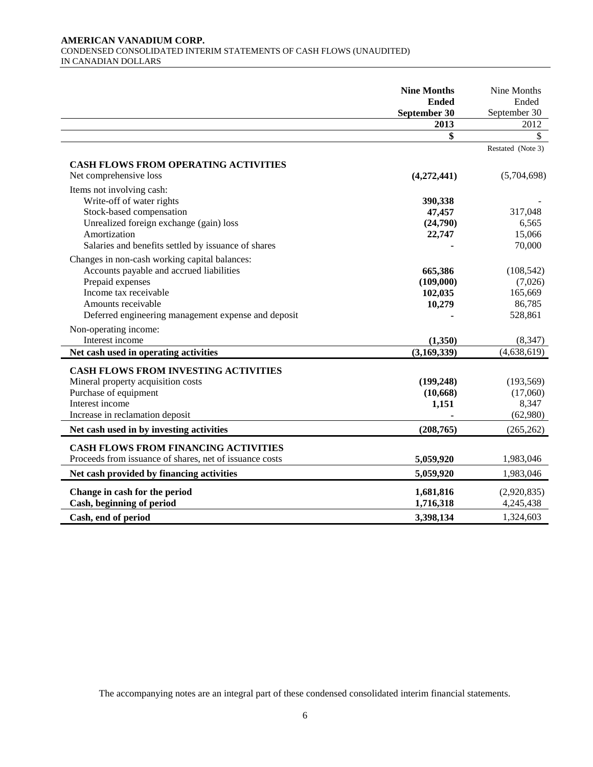**AMERICAN VANADIUM CORP.**
CONDENSED CONSOLIDATED INTERIM STATEMENTS OF CASH FLOWS (UNAUDITED)
IN CANADIAN DOLLARS

| | **Nine Months Ended September 30 2013** | Nine Months Ended September 30 2012 |
|---|---|---|
| | **$** | $ |
| | | Restated (Note 3) |
| **CASH FLOWS FROM OPERATING ACTIVITIES** | | |
| Net comprehensive loss | **(4,272,441)** | (5,704,698) |
| Items not involving cash: | | |
| Write-off of water rights | **390,338** | - |
| Stock-based compensation | **47,457** | 317,048 |
| Unrealized foreign exchange (gain) loss | **(24,790)** | 6,565 |
| Amortization | **22,747** | 15,066 |
| Salaries and benefits settled by issuance of shares | **-** | 70,000 |
| Changes in non-cash working capital balances: | | |
| Accounts payable and accrued liabilities | **665,386** | (108,542) |
| Prepaid expenses | **(109,000)** | (7,026) |
| Income tax receivable | **102,035** | 165,669 |
| Amounts receivable | **10,279** | 86,785 |
| Deferred engineering management expense and deposit | **-** | 528,861 |
| Non-operating income: | | |
| Interest income | **(1,350)** | (8,347) |
| **Net cash used in operating activities** | **(3,169,339)** | (4,638,619) |
| **CASH FLOWS FROM INVESTING ACTIVITIES** | | |
| Mineral property acquisition costs | **(199,248)** | (193,569) |
| Purchase of equipment | **(10,668)** | (17,060) |
| Interest income | **1,151** | 8,347 |
| Increase in reclamation deposit | **-** | (62,980) |
| **Net cash used in by investing activities** | **(208,765)** | (265,262) |
| **CASH FLOWS FROM FINANCING ACTIVITIES** | | |
| Proceeds from issuance of shares, net of issuance costs | **5,059,920** | 1,983,046 |
| **Net cash provided by financing activities** | **5,059,920** | 1,983,046 |
| **Change in cash for the period** | **1,681,816** | (2,920,835) |
| **Cash, beginning of period** | **1,716,318** | 4,245,438 |
| **Cash, end of period** | **3,398,134** | 1,324,603 |

The accompanying notes are an integral part of these condensed consolidated interim financial statements.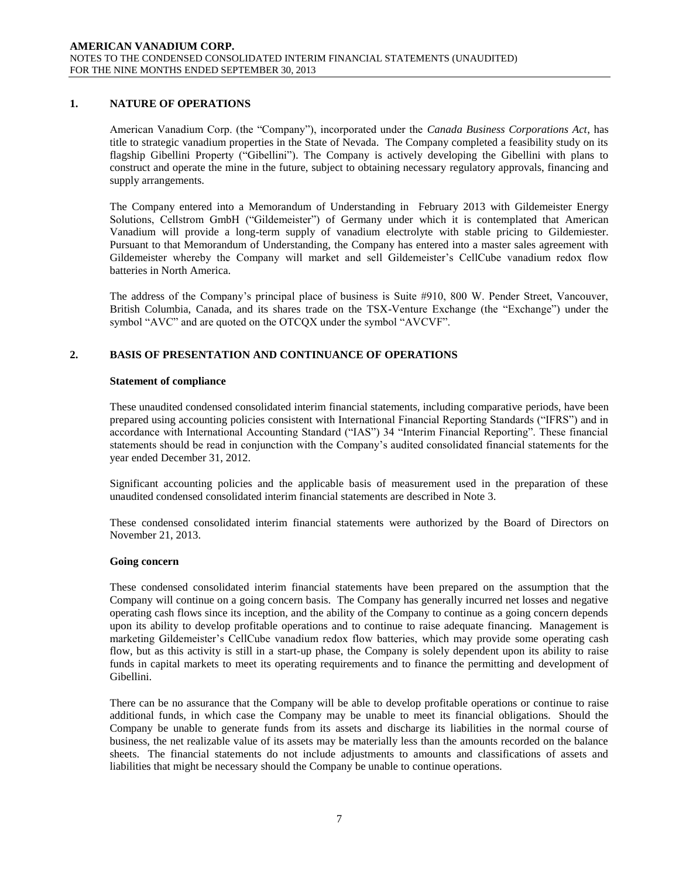## 1. NATURE OF OPERATIONS

American Vanadium Corp. (the "Company"), incorporated under the *Canada Business Corporations Act*, has title to strategic vanadium properties in the State of Nevada. The Company completed a feasibility study on its flagship Gibellini Property ("Gibellini"). The Company is actively developing the Gibellini with plans to construct and operate the mine in the future, subject to obtaining necessary regulatory approvals, financing and supply arrangements.

The Company entered into a Memorandum of Understanding in February 2013 with Gildemeister Energy Solutions, Cellstrom GmbH ("Gildemeister") of Germany under which it is contemplated that American Vanadium will provide a long-term supply of vanadium electrolyte with stable pricing to Gildemiester. Pursuant to that Memorandum of Understanding, the Company has entered into a master sales agreement with Gildemeister whereby the Company will market and sell Gildemeister's CellCube vanadium redox flow batteries in North America.

The address of the Company's principal place of business is Suite #910, 800 W. Pender Street, Vancouver, British Columbia, Canada, and its shares trade on the TSX-Venture Exchange (the "Exchange") under the symbol "AVC" and are quoted on the OTCQX under the symbol "AVCVF".

## 2. BASIS OF PRESENTATION AND CONTINUANCE OF OPERATIONS

### Statement of compliance

These unaudited condensed consolidated interim financial statements, including comparative periods, have been prepared using accounting policies consistent with International Financial Reporting Standards ("IFRS") and in accordance with International Accounting Standard ("IAS") 34 "Interim Financial Reporting". These financial statements should be read in conjunction with the Company's audited consolidated financial statements for the year ended December 31, 2012.

Significant accounting policies and the applicable basis of measurement used in the preparation of these unaudited condensed consolidated interim financial statements are described in Note 3.

These condensed consolidated interim financial statements were authorized by the Board of Directors on November 21, 2013.

### Going concern

These condensed consolidated interim financial statements have been prepared on the assumption that the Company will continue on a going concern basis. The Company has generally incurred net losses and negative operating cash flows since its inception, and the ability of the Company to continue as a going concern depends upon its ability to develop profitable operations and to continue to raise adequate financing. Management is marketing Gildemeister's CellCube vanadium redox flow batteries, which may provide some operating cash flow, but as this activity is still in a start-up phase, the Company is solely dependent upon its ability to raise funds in capital markets to meet its operating requirements and to finance the permitting and development of Gibellini.

There can be no assurance that the Company will be able to develop profitable operations or continue to raise additional funds, in which case the Company may be unable to meet its financial obligations. Should the Company be unable to generate funds from its assets and discharge its liabilities in the normal course of business, the net realizable value of its assets may be materially less than the amounts recorded on the balance sheets. The financial statements do not include adjustments to amounts and classifications of assets and liabilities that might be necessary should the Company be unable to continue operations.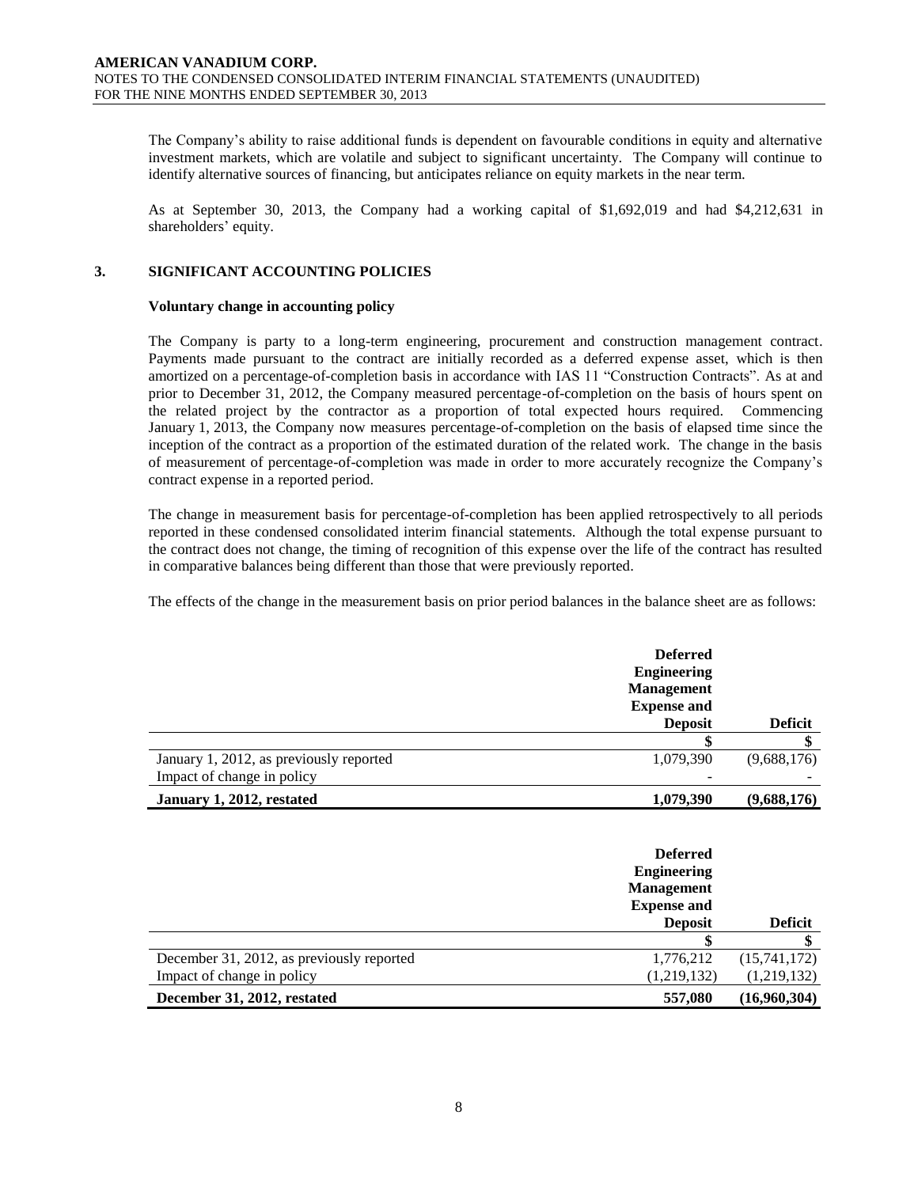The Company's ability to raise additional funds is dependent on favourable conditions in equity and alternative investment markets, which are volatile and subject to significant uncertainty. The Company will continue to identify alternative sources of financing, but anticipates reliance on equity markets in the near term.

As at September 30, 2013, the Company had a working capital of $1,692,019 and had $4,212,631 in shareholders' equity.

## 3. SIGNIFICANT ACCOUNTING POLICIES

### Voluntary change in accounting policy

The Company is party to a long-term engineering, procurement and construction management contract. Payments made pursuant to the contract are initially recorded as a deferred expense asset, which is then amortized on a percentage-of-completion basis in accordance with IAS 11 "Construction Contracts". As at and prior to December 31, 2012, the Company measured percentage-of-completion on the basis of hours spent on the related project by the contractor as a proportion of total expected hours required. Commencing January 1, 2013, the Company now measures percentage-of-completion on the basis of elapsed time since the inception of the contract as a proportion of the estimated duration of the related work. The change in the basis of measurement of percentage-of-completion was made in order to more accurately recognize the Company's contract expense in a reported period.

The change in measurement basis for percentage-of-completion has been applied retrospectively to all periods reported in these condensed consolidated interim financial statements. Although the total expense pursuant to the contract does not change, the timing of recognition of this expense over the life of the contract has resulted in comparative balances being different than those that were previously reported.

The effects of the change in the measurement basis on prior period balances in the balance sheet are as follows:

| | Deferred Engineering Management Expense and Deposit | Deficit |
|---|---|---|
| | $ | $ |
| January 1, 2012, as previously reported | 1,079,390 | (9,688,176) |
| Impact of change in policy | - | - |
| **January 1, 2012, restated** | **1,079,390** | **(9,688,176)** |

| | Deferred Engineering Management Expense and Deposit | Deficit |
|---|---|---|
| | $ | $ |
| December 31, 2012, as previously reported | 1,776,212 | (15,741,172) |
| Impact of change in policy | (1,219,132) | (1,219,132) |
| **December 31, 2012, restated** | **557,080** | **(16,960,304)** |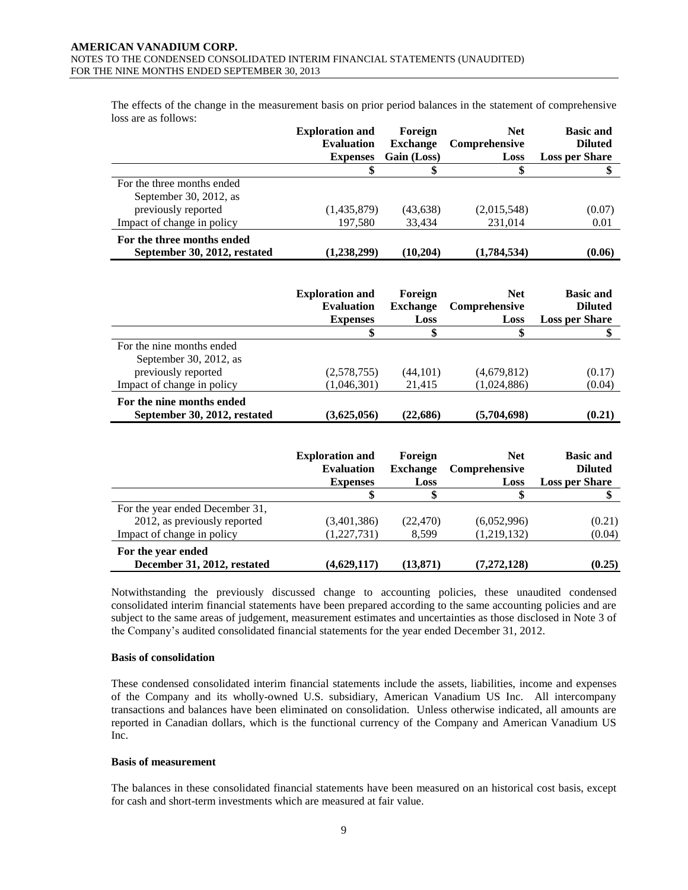The effects of the change in the measurement basis on prior period balances in the statement of comprehensive loss are as follows:

| | Exploration and Evaluation Expenses | Foreign Exchange Gain (Loss) | Net Comprehensive Loss | Basic and Diluted Loss per Share |
|---|---|---|---|---|
| | $ | $ | $ | $ |
| For the three months ended September 30, 2012, as previously reported | (1,435,879) | (43,638) | (2,015,548) | (0.07) |
| Impact of change in policy | 197,580 | 33,434 | 231,014 | 0.01 |
| **For the three months ended September 30, 2012, restated** | **(1,238,299)** | **(10,204)** | **(1,784,534)** | **(0.06)** |

| | Exploration and Evaluation Expenses | Foreign Exchange Loss | Net Comprehensive Loss | Basic and Diluted Loss per Share |
|---|---|---|---|---|
| | $ | $ | $ | $ |
| For the nine months ended September 30, 2012, as previously reported | (2,578,755) | (44,101) | (4,679,812) | (0.17) |
| Impact of change in policy | (1,046,301) | 21,415 | (1,024,886) | (0.04) |
| **For the nine months ended September 30, 2012, restated** | **(3,625,056)** | **(22,686)** | **(5,704,698)** | **(0.21)** |

| | Exploration and Evaluation Expenses | Foreign Exchange Loss | Net Comprehensive Loss | Basic and Diluted Loss per Share |
|---|---|---|---|---|
| | $ | $ | $ | $ |
| For the year ended December 31, 2012, as previously reported | (3,401,386) | (22,470) | (6,052,996) | (0.21) |
| Impact of change in policy | (1,227,731) | 8,599 | (1,219,132) | (0.04) |
| **For the year ended December 31, 2012, restated** | **(4,629,117)** | **(13,871)** | **(7,272,128)** | **(0.25)** |

Notwithstanding the previously discussed change to accounting policies, these unaudited condensed consolidated interim financial statements have been prepared according to the same accounting policies and are subject to the same areas of judgement, measurement estimates and uncertainties as those disclosed in Note 3 of the Company's audited consolidated financial statements for the year ended December 31, 2012.

**Basis of consolidation**

These condensed consolidated interim financial statements include the assets, liabilities, income and expenses of the Company and its wholly-owned U.S. subsidiary, American Vanadium US Inc. All intercompany transactions and balances have been eliminated on consolidation. Unless otherwise indicated, all amounts are reported in Canadian dollars, which is the functional currency of the Company and American Vanadium US Inc.

**Basis of measurement**

The balances in these consolidated financial statements have been measured on an historical cost basis, except for cash and short-term investments which are measured at fair value.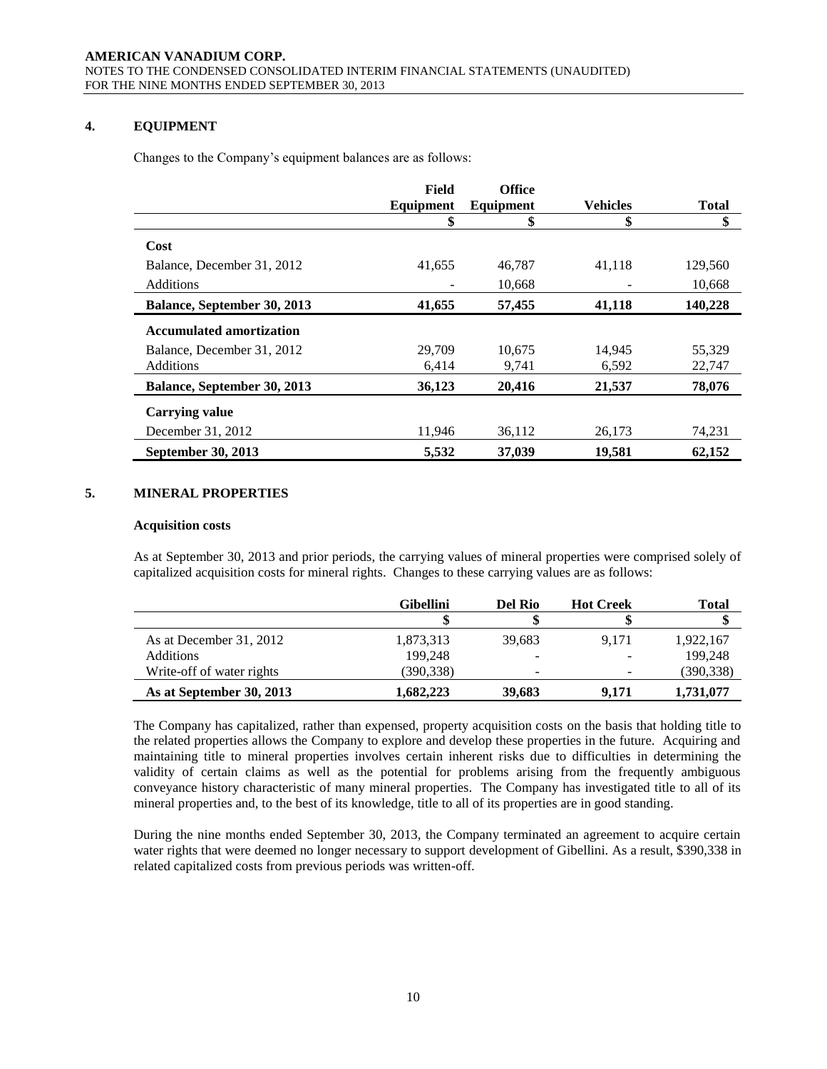## 4. EQUIPMENT

Changes to the Company's equipment balances are as follows:

| | Field Equipment | Office Equipment | Vehicles | Total |
|---|---|---|---|---|
| | $ | $ | $ | $ |
| **Cost** | | | | |
| Balance, December 31, 2012 | 41,655 | 46,787 | 41,118 | 129,560 |
| Additions | - | 10,668 | - | 10,668 |
| **Balance, September 30, 2013** | **41,655** | **57,455** | **41,118** | **140,228** |
| **Accumulated amortization** | | | | |
| Balance, December 31, 2012 | 29,709 | 10,675 | 14,945 | 55,329 |
| Additions | 6,414 | 9,741 | 6,592 | 22,747 |
| **Balance, September 30, 2013** | **36,123** | **20,416** | **21,537** | **78,076** |
| **Carrying value** | | | | |
| December 31, 2012 | 11,946 | 36,112 | 26,173 | 74,231 |
| **September 30, 2013** | **5,532** | **37,039** | **19,581** | **62,152** |

## 5. MINERAL PROPERTIES

### Acquisition costs

As at September 30, 2013 and prior periods, the carrying values of mineral properties were comprised solely of capitalized acquisition costs for mineral rights. Changes to these carrying values are as follows:

| | Gibellini | Del Rio | Hot Creek | Total |
|---|---|---|---|---|
| | $ | $ | $ | $ |
| As at December 31, 2012 | 1,873,313 | 39,683 | 9,171 | 1,922,167 |
| Additions | 199,248 | - | - | 199,248 |
| Write-off of water rights | (390,338) | - | - | (390,338) |
| **As at September 30, 2013** | **1,682,223** | **39,683** | **9,171** | **1,731,077** |

The Company has capitalized, rather than expensed, property acquisition costs on the basis that holding title to the related properties allows the Company to explore and develop these properties in the future. Acquiring and maintaining title to mineral properties involves certain inherent risks due to difficulties in determining the validity of certain claims as well as the potential for problems arising from the frequently ambiguous conveyance history characteristic of many mineral properties. The Company has investigated title to all of its mineral properties and, to the best of its knowledge, title to all of its properties are in good standing.

During the nine months ended September 30, 2013, the Company terminated an agreement to acquire certain water rights that were deemed no longer necessary to support development of Gibellini. As a result, $390,338 in related capitalized costs from previous periods was written-off.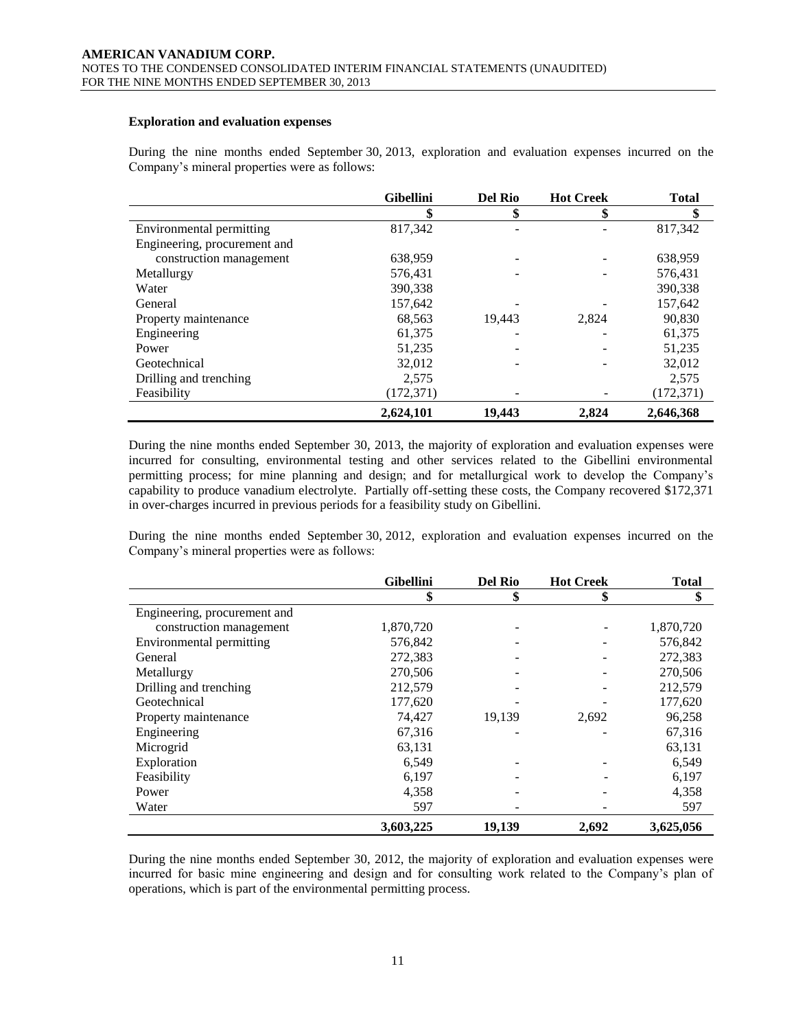### Exploration and evaluation expenses

During the nine months ended September 30, 2013, exploration and evaluation expenses incurred on the Company's mineral properties were as follows:

| | Gibellini | Del Rio | Hot Creek | Total |
|---|---|---|---|---|
| | $ | $ | $ | $ |
| Environmental permitting | 817,342 | - | - | 817,342 |
| Engineering, procurement and construction management | 638,959 | - | - | 638,959 |
| Metallurgy | 576,431 | - | - | 576,431 |
| Water | 390,338 | | | 390,338 |
| General | 157,642 | - | - | 157,642 |
| Property maintenance | 68,563 | 19,443 | 2,824 | 90,830 |
| Engineering | 61,375 | - | - | 61,375 |
| Power | 51,235 | - | - | 51,235 |
| Geotechnical | 32,012 | - | - | 32,012 |
| Drilling and trenching | 2,575 | | | 2,575 |
| Feasibility | (172,371) | - | - | (172,371) |
| | **2,624,101** | **19,443** | **2,824** | **2,646,368** |

During the nine months ended September 30, 2013, the majority of exploration and evaluation expenses were incurred for consulting, environmental testing and other services related to the Gibellini environmental permitting process; for mine planning and design; and for metallurgical work to develop the Company's capability to produce vanadium electrolyte. Partially off-setting these costs, the Company recovered $172,371 in over-charges incurred in previous periods for a feasibility study on Gibellini.

During the nine months ended September 30, 2012, exploration and evaluation expenses incurred on the Company's mineral properties were as follows:

| | Gibellini | Del Rio | Hot Creek | Total |
|---|---|---|---|---|
| | $ | $ | $ | $ |
| Engineering, procurement and construction management | 1,870,720 | - | - | 1,870,720 |
| Environmental permitting | 576,842 | - | - | 576,842 |
| General | 272,383 | - | - | 272,383 |
| Metallurgy | 270,506 | - | - | 270,506 |
| Drilling and trenching | 212,579 | - | - | 212,579 |
| Geotechnical | 177,620 | - | - | 177,620 |
| Property maintenance | 74,427 | 19,139 | 2,692 | 96,258 |
| Engineering | 67,316 | - | - | 67,316 |
| Microgrid | 63,131 | | | 63,131 |
| Exploration | 6,549 | - | - | 6,549 |
| Feasibility | 6,197 | - | - | 6,197 |
| Power | 4,358 | - | - | 4,358 |
| Water | 597 | - | - | 597 |
| | **3,603,225** | **19,139** | **2,692** | **3,625,056** |

During the nine months ended September 30, 2012, the majority of exploration and evaluation expenses were incurred for basic mine engineering and design and for consulting work related to the Company's plan of operations, which is part of the environmental permitting process.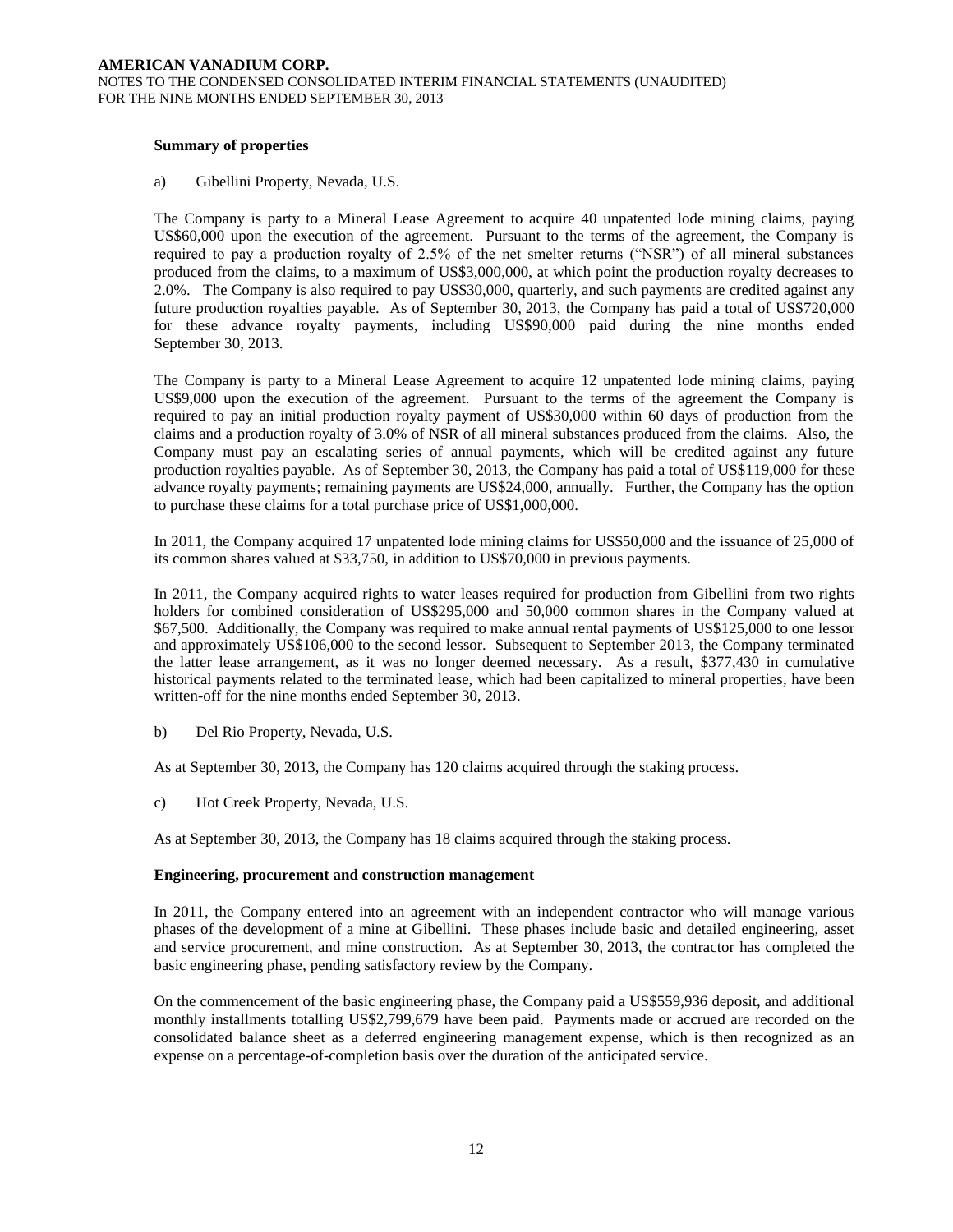**Summary of properties**

a) Gibellini Property, Nevada, U.S.

The Company is party to a Mineral Lease Agreement to acquire 40 unpatented lode mining claims, paying US$60,000 upon the execution of the agreement. Pursuant to the terms of the agreement, the Company is required to pay a production royalty of 2.5% of the net smelter returns ("NSR") of all mineral substances produced from the claims, to a maximum of US$3,000,000, at which point the production royalty decreases to 2.0%. The Company is also required to pay US$30,000, quarterly, and such payments are credited against any future production royalties payable. As of September 30, 2013, the Company has paid a total of US$720,000 for these advance royalty payments, including US$90,000 paid during the nine months ended September 30, 2013.

The Company is party to a Mineral Lease Agreement to acquire 12 unpatented lode mining claims, paying US$9,000 upon the execution of the agreement. Pursuant to the terms of the agreement the Company is required to pay an initial production royalty payment of US$30,000 within 60 days of production from the claims and a production royalty of 3.0% of NSR of all mineral substances produced from the claims. Also, the Company must pay an escalating series of annual payments, which will be credited against any future production royalties payable. As of September 30, 2013, the Company has paid a total of US$119,000 for these advance royalty payments; remaining payments are US$24,000, annually. Further, the Company has the option to purchase these claims for a total purchase price of US$1,000,000.

In 2011, the Company acquired 17 unpatented lode mining claims for US$50,000 and the issuance of 25,000 of its common shares valued at $33,750, in addition to US$70,000 in previous payments.

In 2011, the Company acquired rights to water leases required for production from Gibellini from two rights holders for combined consideration of US$295,000 and 50,000 common shares in the Company valued at $67,500. Additionally, the Company was required to make annual rental payments of US$125,000 to one lessor and approximately US$106,000 to the second lessor. Subsequent to September 2013, the Company terminated the latter lease arrangement, as it was no longer deemed necessary. As a result, $377,430 in cumulative historical payments related to the terminated lease, which had been capitalized to mineral properties, have been written-off for the nine months ended September 30, 2013.

b) Del Rio Property, Nevada, U.S.

As at September 30, 2013, the Company has 120 claims acquired through the staking process.

c) Hot Creek Property, Nevada, U.S.

As at September 30, 2013, the Company has 18 claims acquired through the staking process.

**Engineering, procurement and construction management**

In 2011, the Company entered into an agreement with an independent contractor who will manage various phases of the development of a mine at Gibellini. These phases include basic and detailed engineering, asset and service procurement, and mine construction. As at September 30, 2013, the contractor has completed the basic engineering phase, pending satisfactory review by the Company.

On the commencement of the basic engineering phase, the Company paid a US$559,936 deposit, and additional monthly installments totalling US$2,799,679 have been paid. Payments made or accrued are recorded on the consolidated balance sheet as a deferred engineering management expense, which is then recognized as an expense on a percentage-of-completion basis over the duration of the anticipated service.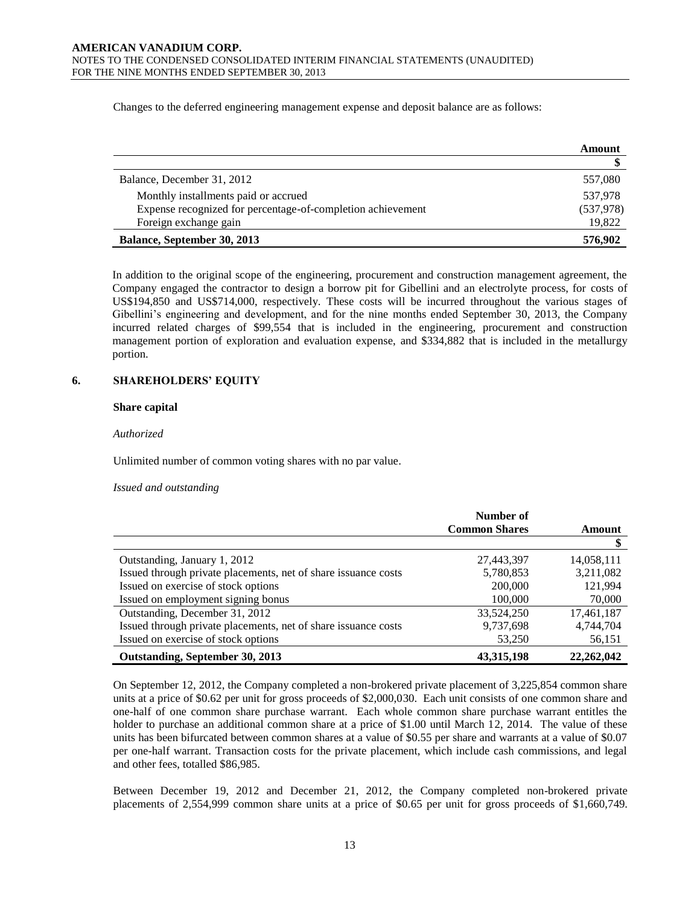Changes to the deferred engineering management expense and deposit balance are as follows:

| | Amount |
|---|---|
| | $ |
| Balance, December 31, 2012 | 557,080 |
| Monthly installments paid or accrued | 537,978 |
| Expense recognized for percentage-of-completion achievement | (537,978) |
| Foreign exchange gain | 19,822 |
| **Balance, September 30, 2013** | **576,902** |

In addition to the original scope of the engineering, procurement and construction management agreement, the Company engaged the contractor to design a borrow pit for Gibellini and an electrolyte process, for costs of US$194,850 and US$714,000, respectively. These costs will be incurred throughout the various stages of Gibellini's engineering and development, and for the nine months ended September 30, 2013, the Company incurred related charges of $99,554 that is included in the engineering, procurement and construction management portion of exploration and evaluation expense, and $334,882 that is included in the metallurgy portion.

## 6. SHAREHOLDERS' EQUITY

### Share capital

*Authorized*

Unlimited number of common voting shares with no par value.

*Issued and outstanding*

| | Number of Common Shares | Amount |
|---|---|---|
| | | $ |
| Outstanding, January 1, 2012 | 27,443,397 | 14,058,111 |
| Issued through private placements, net of share issuance costs | 5,780,853 | 3,211,082 |
| Issued on exercise of stock options | 200,000 | 121,994 |
| Issued on employment signing bonus | 100,000 | 70,000 |
| Outstanding, December 31, 2012 | 33,524,250 | 17,461,187 |
| Issued through private placements, net of share issuance costs | 9,737,698 | 4,744,704 |
| Issued on exercise of stock options | 53,250 | 56,151 |
| **Outstanding, September 30, 2013** | **43,315,198** | **22,262,042** |

On September 12, 2012, the Company completed a non-brokered private placement of 3,225,854 common share units at a price of $0.62 per unit for gross proceeds of $2,000,030. Each unit consists of one common share and one-half of one common share purchase warrant. Each whole common share purchase warrant entitles the holder to purchase an additional common share at a price of $1.00 until March 12, 2014. The value of these units has been bifurcated between common shares at a value of $0.55 per share and warrants at a value of $0.07 per one-half warrant. Transaction costs for the private placement, which include cash commissions, and legal and other fees, totalled $86,985.

Between December 19, 2012 and December 21, 2012, the Company completed non-brokered private placements of 2,554,999 common share units at a price of $0.65 per unit for gross proceeds of $1,660,749.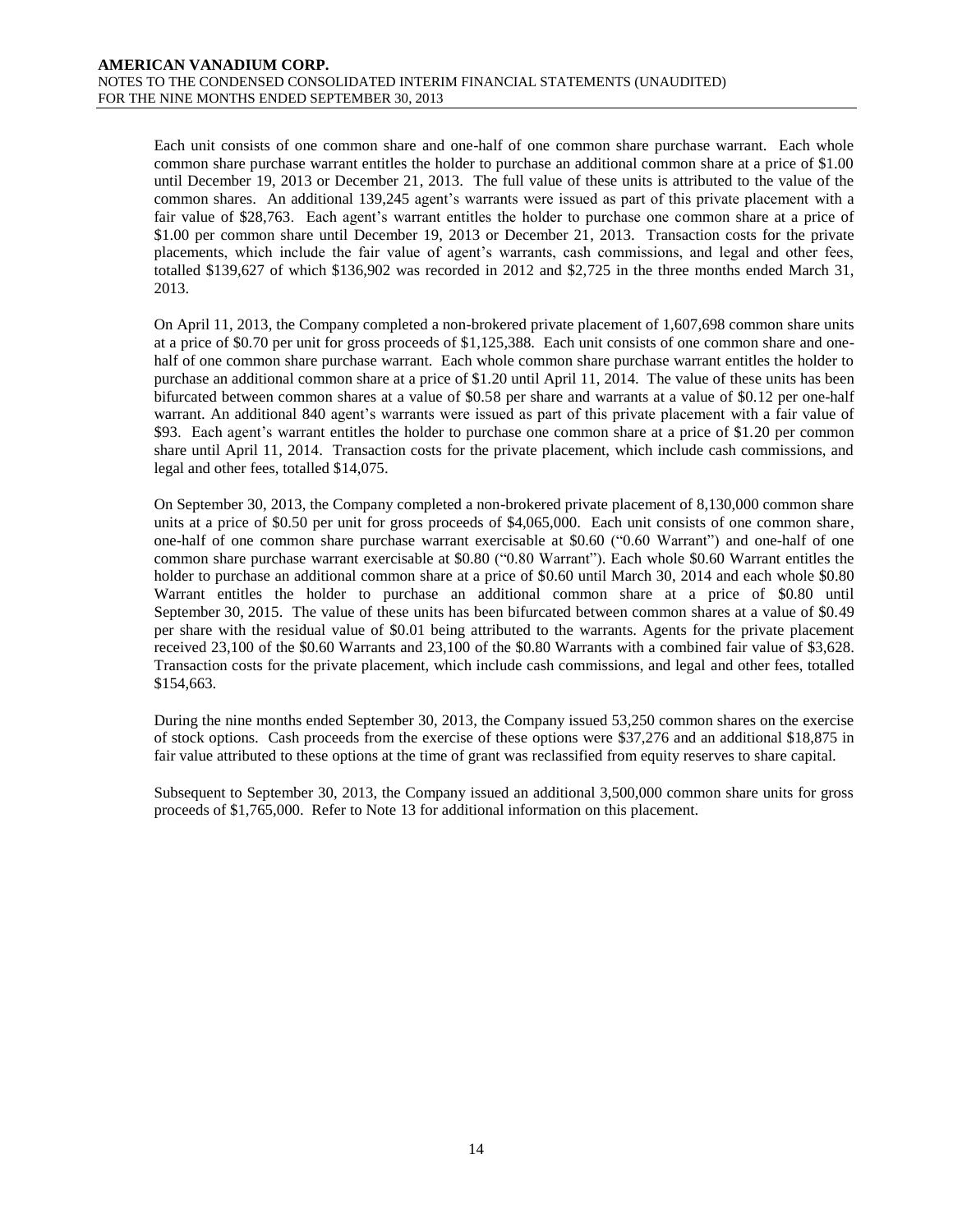Each unit consists of one common share and one-half of one common share purchase warrant. Each whole common share purchase warrant entitles the holder to purchase an additional common share at a price of $1.00 until December 19, 2013 or December 21, 2013. The full value of these units is attributed to the value of the common shares. An additional 139,245 agent's warrants were issued as part of this private placement with a fair value of $28,763. Each agent's warrant entitles the holder to purchase one common share at a price of $1.00 per common share until December 19, 2013 or December 21, 2013. Transaction costs for the private placements, which include the fair value of agent's warrants, cash commissions, and legal and other fees, totalled $139,627 of which $136,902 was recorded in 2012 and $2,725 in the three months ended March 31, 2013.

On April 11, 2013, the Company completed a non-brokered private placement of 1,607,698 common share units at a price of $0.70 per unit for gross proceeds of $1,125,388. Each unit consists of one common share and one-half of one common share purchase warrant. Each whole common share purchase warrant entitles the holder to purchase an additional common share at a price of $1.20 until April 11, 2014. The value of these units has been bifurcated between common shares at a value of $0.58 per share and warrants at a value of $0.12 per one-half warrant. An additional 840 agent's warrants were issued as part of this private placement with a fair value of $93. Each agent's warrant entitles the holder to purchase one common share at a price of $1.20 per common share until April 11, 2014. Transaction costs for the private placement, which include cash commissions, and legal and other fees, totalled $14,075.

On September 30, 2013, the Company completed a non-brokered private placement of 8,130,000 common share units at a price of $0.50 per unit for gross proceeds of $4,065,000. Each unit consists of one common share, one-half of one common share purchase warrant exercisable at $0.60 ("0.60 Warrant") and one-half of one common share purchase warrant exercisable at $0.80 ("0.80 Warrant"). Each whole $0.60 Warrant entitles the holder to purchase an additional common share at a price of $0.60 until March 30, 2014 and each whole $0.80 Warrant entitles the holder to purchase an additional common share at a price of $0.80 until September 30, 2015. The value of these units has been bifurcated between common shares at a value of $0.49 per share with the residual value of $0.01 being attributed to the warrants. Agents for the private placement received 23,100 of the $0.60 Warrants and 23,100 of the $0.80 Warrants with a combined fair value of $3,628. Transaction costs for the private placement, which include cash commissions, and legal and other fees, totalled $154,663.

During the nine months ended September 30, 2013, the Company issued 53,250 common shares on the exercise of stock options. Cash proceeds from the exercise of these options were $37,276 and an additional $18,875 in fair value attributed to these options at the time of grant was reclassified from equity reserves to share capital.

Subsequent to September 30, 2013, the Company issued an additional 3,500,000 common share units for gross proceeds of $1,765,000. Refer to Note 13 for additional information on this placement.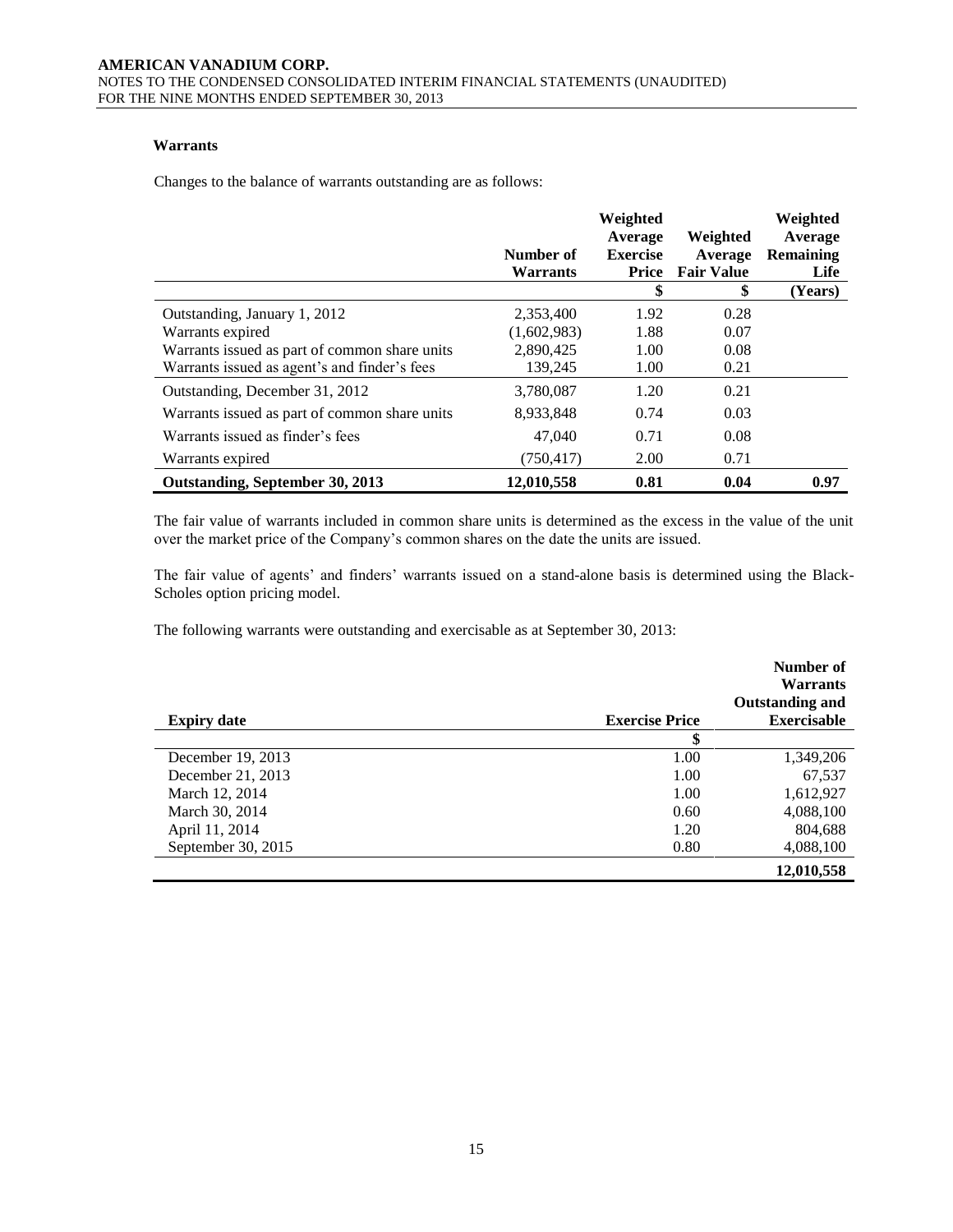**Warrants**

Changes to the balance of warrants outstanding are as follows:

| | Number of Warrants | Weighted Average Exercise Price | Weighted Average Fair Value | Weighted Average Remaining Life |
|---|---|---|---|---|
| | | $ | $ | (Years) |
| Outstanding, January 1, 2012 | 2,353,400 | 1.92 | 0.28 | |
| Warrants expired | (1,602,983) | 1.88 | 0.07 | |
| Warrants issued as part of common share units | 2,890,425 | 1.00 | 0.08 | |
| Warrants issued as agent's and finder's fees | 139,245 | 1.00 | 0.21 | |
| Outstanding, December 31, 2012 | 3,780,087 | 1.20 | 0.21 | |
| Warrants issued as part of common share units | 8,933,848 | 0.74 | 0.03 | |
| Warrants issued as finder's fees | 47,040 | 0.71 | 0.08 | |
| Warrants expired | (750,417) | 2.00 | 0.71 | |
| **Outstanding, September 30, 2013** | **12,010,558** | **0.81** | **0.04** | **0.97** |

The fair value of warrants included in common share units is determined as the excess in the value of the unit over the market price of the Company's common shares on the date the units are issued.

The fair value of agents' and finders' warrants issued on a stand-alone basis is determined using the Black-Scholes option pricing model.

The following warrants were outstanding and exercisable as at September 30, 2013:

| Expiry date | Exercise Price | Number of Warrants Outstanding and Exercisable |
|---|---|---|
| | $ | |
| December 19, 2013 | 1.00 | 1,349,206 |
| December 21, 2013 | 1.00 | 67,537 |
| March 12, 2014 | 1.00 | 1,612,927 |
| March 30, 2014 | 0.60 | 4,088,100 |
| April 11, 2014 | 1.20 | 804,688 |
| September 30, 2015 | 0.80 | 4,088,100 |
| | | **12,010,558** |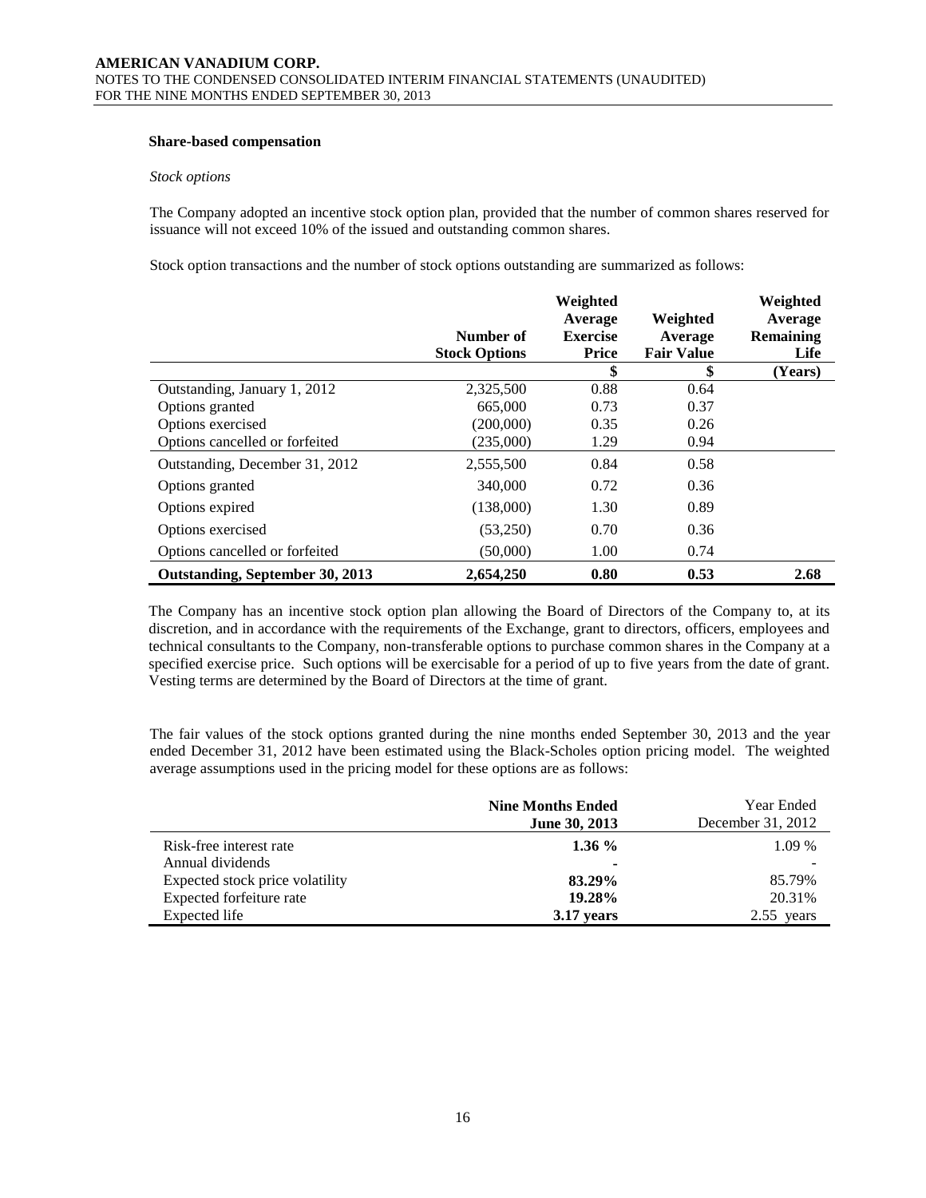### Share-based compensation

*Stock options*

The Company adopted an incentive stock option plan, provided that the number of common shares reserved for issuance will not exceed 10% of the issued and outstanding common shares.

Stock option transactions and the number of stock options outstanding are summarized as follows:

| | Number of Stock Options | Weighted Average Exercise Price | Weighted Average Fair Value | Weighted Average Remaining Life |
|---|---|---|---|---|
| | | $ | $ | (Years) |
| Outstanding, January 1, 2012 | 2,325,500 | 0.88 | 0.64 | |
| Options granted | 665,000 | 0.73 | 0.37 | |
| Options exercised | (200,000) | 0.35 | 0.26 | |
| Options cancelled or forfeited | (235,000) | 1.29 | 0.94 | |
| Outstanding, December 31, 2012 | 2,555,500 | 0.84 | 0.58 | |
| Options granted | 340,000 | 0.72 | 0.36 | |
| Options expired | (138,000) | 1.30 | 0.89 | |
| Options exercised | (53,250) | 0.70 | 0.36 | |
| Options cancelled or forfeited | (50,000) | 1.00 | 0.74 | |
| **Outstanding, September 30, 2013** | **2,654,250** | **0.80** | **0.53** | **2.68** |

The Company has an incentive stock option plan allowing the Board of Directors of the Company to, at its discretion, and in accordance with the requirements of the Exchange, grant to directors, officers, employees and technical consultants to the Company, non-transferable options to purchase common shares in the Company at a specified exercise price. Such options will be exercisable for a period of up to five years from the date of grant. Vesting terms are determined by the Board of Directors at the time of grant.

The fair values of the stock options granted during the nine months ended September 30, 2013 and the year ended December 31, 2012 have been estimated using the Black-Scholes option pricing model. The weighted average assumptions used in the pricing model for these options are as follows:

| | **Nine Months Ended June 30, 2013** | Year Ended December 31, 2012 |
|---|---|---|
| Risk-free interest rate | **1.36 %** | 1.09 % |
| Annual dividends | **-** | - |
| Expected stock price volatility | **83.29%** | 85.79% |
| Expected forfeiture rate | **19.28%** | 20.31% |
| Expected life | **3.17 years** | 2.55 years |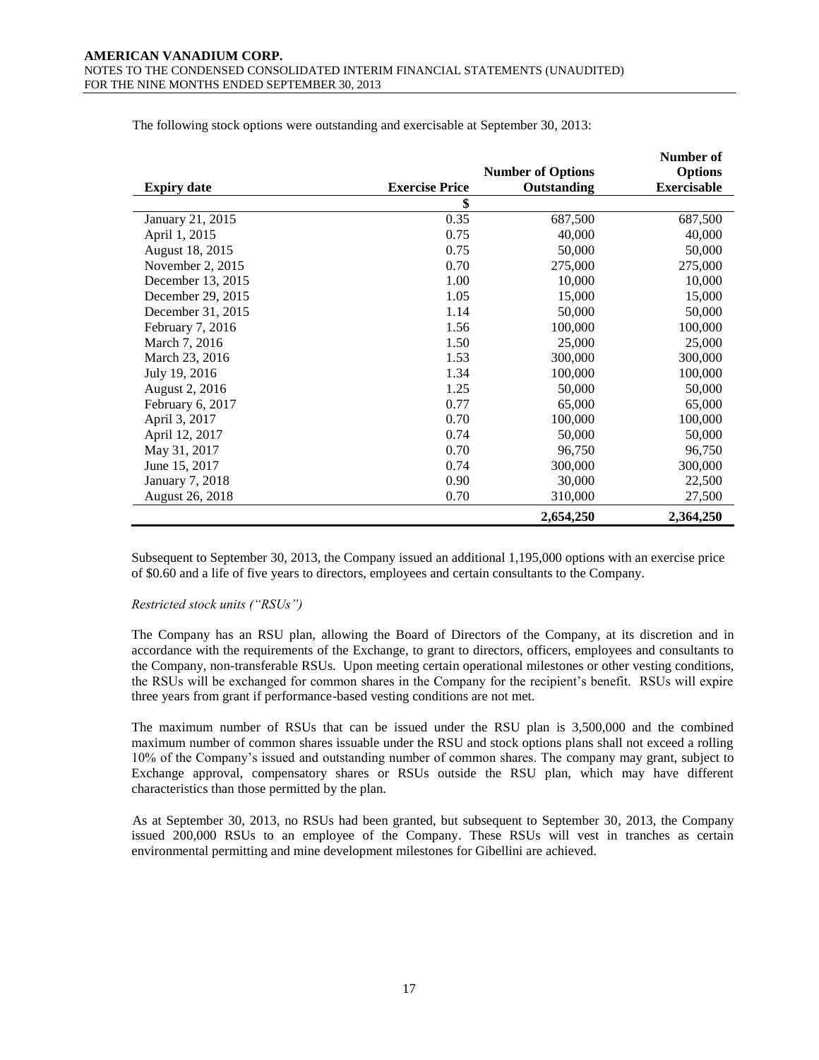The following stock options were outstanding and exercisable at September 30, 2013:

| Expiry date | Exercise Price | Number of Options Outstanding | Number of Options Exercisable |
|---|---|---|---|
| | $ | | |
| January 21, 2015 | 0.35 | 687,500 | 687,500 |
| April 1, 2015 | 0.75 | 40,000 | 40,000 |
| August 18, 2015 | 0.75 | 50,000 | 50,000 |
| November 2, 2015 | 0.70 | 275,000 | 275,000 |
| December 13, 2015 | 1.00 | 10,000 | 10,000 |
| December 29, 2015 | 1.05 | 15,000 | 15,000 |
| December 31, 2015 | 1.14 | 50,000 | 50,000 |
| February 7, 2016 | 1.56 | 100,000 | 100,000 |
| March 7, 2016 | 1.50 | 25,000 | 25,000 |
| March 23, 2016 | 1.53 | 300,000 | 300,000 |
| July 19, 2016 | 1.34 | 100,000 | 100,000 |
| August 2, 2016 | 1.25 | 50,000 | 50,000 |
| February 6, 2017 | 0.77 | 65,000 | 65,000 |
| April 3, 2017 | 0.70 | 100,000 | 100,000 |
| April 12, 2017 | 0.74 | 50,000 | 50,000 |
| May 31, 2017 | 0.70 | 96,750 | 96,750 |
| June 15, 2017 | 0.74 | 300,000 | 300,000 |
| January 7, 2018 | 0.90 | 30,000 | 22,500 |
| August 26, 2018 | 0.70 | 310,000 | 27,500 |
| | | **2,654,250** | **2,364,250** |

Subsequent to September 30, 2013, the Company issued an additional 1,195,000 options with an exercise price of $0.60 and a life of five years to directors, employees and certain consultants to the Company.

*Restricted stock units ("RSUs")*

The Company has an RSU plan, allowing the Board of Directors of the Company, at its discretion and in accordance with the requirements of the Exchange, to grant to directors, officers, employees and consultants to the Company, non-transferable RSUs. Upon meeting certain operational milestones or other vesting conditions, the RSUs will be exchanged for common shares in the Company for the recipient's benefit. RSUs will expire three years from grant if performance-based vesting conditions are not met.

The maximum number of RSUs that can be issued under the RSU plan is 3,500,000 and the combined maximum number of common shares issuable under the RSU and stock options plans shall not exceed a rolling 10% of the Company's issued and outstanding number of common shares. The company may grant, subject to Exchange approval, compensatory shares or RSUs outside the RSU plan, which may have different characteristics than those permitted by the plan.

As at September 30, 2013, no RSUs had been granted, but subsequent to September 30, 2013, the Company issued 200,000 RSUs to an employee of the Company. These RSUs will vest in tranches as certain environmental permitting and mine development milestones for Gibellini are achieved.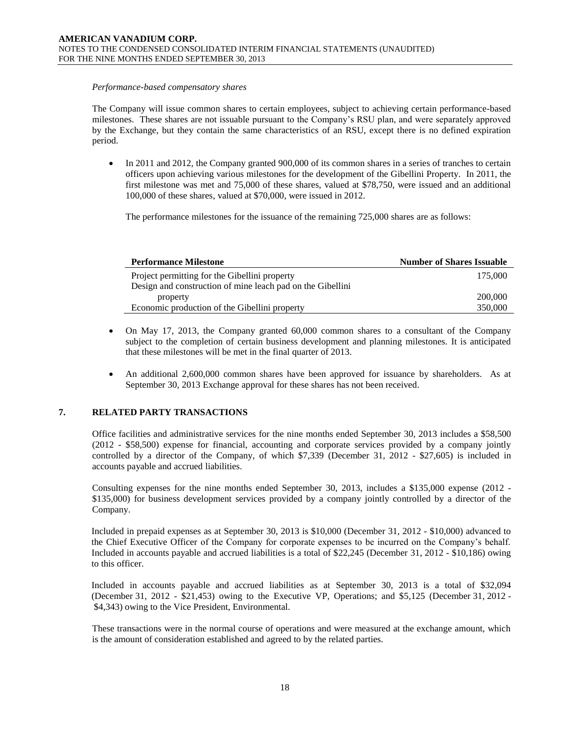*Performance-based compensatory shares*

The Company will issue common shares to certain employees, subject to achieving certain performance-based milestones. These shares are not issuable pursuant to the Company's RSU plan, and were separately approved by the Exchange, but they contain the same characteristics of an RSU, except there is no defined expiration period.

- In 2011 and 2012, the Company granted 900,000 of its common shares in a series of tranches to certain officers upon achieving various milestones for the development of the Gibellini Property. In 2011, the first milestone was met and 75,000 of these shares, valued at $78,750, were issued and an additional 100,000 of these shares, valued at $70,000, were issued in 2012.

  The performance milestones for the issuance of the remaining 725,000 shares are as follows:

| Performance Milestone | Number of Shares Issuable |
|---|---|
| Project permitting for the Gibellini property | 175,000 |
| Design and construction of mine leach pad on the Gibellini property | 200,000 |
| Economic production of the Gibellini property | 350,000 |

- On May 17, 2013, the Company granted 60,000 common shares to a consultant of the Company subject to the completion of certain business development and planning milestones. It is anticipated that these milestones will be met in the final quarter of 2013.

- An additional 2,600,000 common shares have been approved for issuance by shareholders. As at September 30, 2013 Exchange approval for these shares has not been received.

## 7. RELATED PARTY TRANSACTIONS

Office facilities and administrative services for the nine months ended September 30, 2013 includes a $58,500 (2012 - $58,500) expense for financial, accounting and corporate services provided by a company jointly controlled by a director of the Company, of which $7,339 (December 31, 2012 - $27,605) is included in accounts payable and accrued liabilities.

Consulting expenses for the nine months ended September 30, 2013, includes a $135,000 expense (2012 - $135,000) for business development services provided by a company jointly controlled by a director of the Company.

Included in prepaid expenses as at September 30, 2013 is $10,000 (December 31, 2012 - $10,000) advanced to the Chief Executive Officer of the Company for corporate expenses to be incurred on the Company's behalf. Included in accounts payable and accrued liabilities is a total of $22,245 (December 31, 2012 - $10,186) owing to this officer.

Included in accounts payable and accrued liabilities as at September 30, 2013 is a total of $32,094 (December 31, 2012 - $21,453) owing to the Executive VP, Operations; and $5,125 (December 31, 2012 - $4,343) owing to the Vice President, Environmental.

These transactions were in the normal course of operations and were measured at the exchange amount, which is the amount of consideration established and agreed to by the related parties.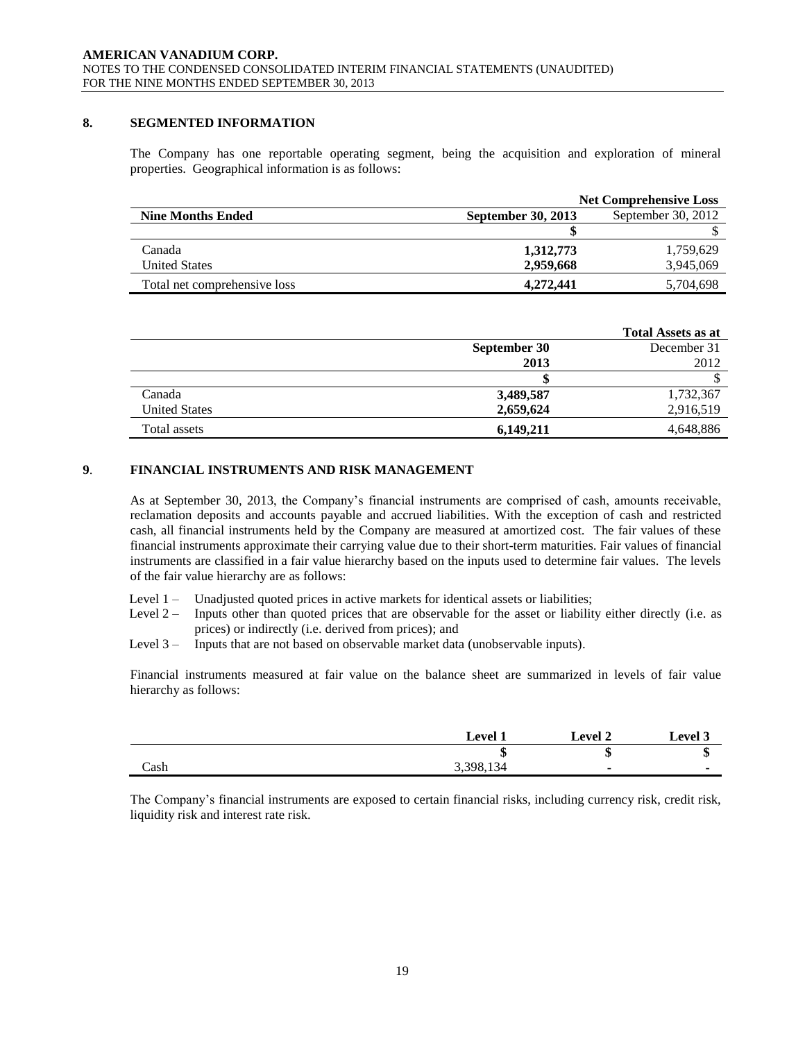## 8. SEGMENTED INFORMATION

The Company has one reportable operating segment, being the acquisition and exploration of mineral properties. Geographical information is as follows:

| | Net Comprehensive Loss | |
|---|---|---|
| **Nine Months Ended** | **September 30, 2013** | September 30, 2012 |
| | **$** | $ |
| Canada | **1,312,773** | 1,759,629 |
| United States | **2,959,668** | 3,945,069 |
| Total net comprehensive loss | **4,272,441** | 5,704,698 |

| | Total Assets as at | |
|---|---|---|
| | **September 30 2013** | December 31 2012 |
| | **$** | $ |
| Canada | **3,489,587** | 1,732,367 |
| United States | **2,659,624** | 2,916,519 |
| Total assets | **6,149,211** | 4,648,886 |

## 9. FINANCIAL INSTRUMENTS AND RISK MANAGEMENT

As at September 30, 2013, the Company's financial instruments are comprised of cash, amounts receivable, reclamation deposits and accounts payable and accrued liabilities. With the exception of cash and restricted cash, all financial instruments held by the Company are measured at amortized cost. The fair values of these financial instruments approximate their carrying value due to their short-term maturities. Fair values of financial instruments are classified in a fair value hierarchy based on the inputs used to determine fair values. The levels of the fair value hierarchy are as follows:

- Level 1 – Unadjusted quoted prices in active markets for identical assets or liabilities;
- Level 2 – Inputs other than quoted prices that are observable for the asset or liability either directly (i.e. as prices) or indirectly (i.e. derived from prices); and
- Level 3 – Inputs that are not based on observable market data (unobservable inputs).

Financial instruments measured at fair value on the balance sheet are summarized in levels of fair value hierarchy as follows:

| | Level 1 | Level 2 | Level 3 |
|---|---|---|---|
| | $ | $ | $ |
| Cash | 3,398,134 | - | - |

The Company's financial instruments are exposed to certain financial risks, including currency risk, credit risk, liquidity risk and interest rate risk.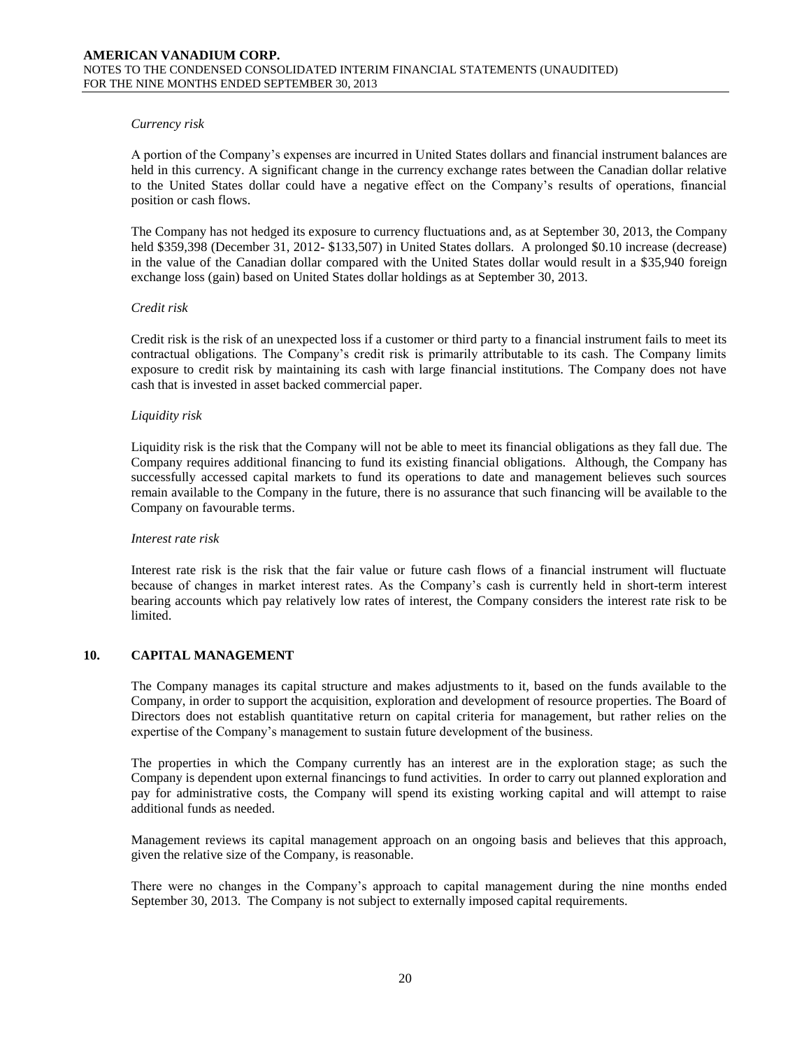*Currency risk*

A portion of the Company's expenses are incurred in United States dollars and financial instrument balances are held in this currency. A significant change in the currency exchange rates between the Canadian dollar relative to the United States dollar could have a negative effect on the Company's results of operations, financial position or cash flows.

The Company has not hedged its exposure to currency fluctuations and, as at September 30, 2013, the Company held $359,398 (December 31, 2012- $133,507) in United States dollars. A prolonged $0.10 increase (decrease) in the value of the Canadian dollar compared with the United States dollar would result in a $35,940 foreign exchange loss (gain) based on United States dollar holdings as at September 30, 2013.

*Credit risk*

Credit risk is the risk of an unexpected loss if a customer or third party to a financial instrument fails to meet its contractual obligations. The Company's credit risk is primarily attributable to its cash. The Company limits exposure to credit risk by maintaining its cash with large financial institutions. The Company does not have cash that is invested in asset backed commercial paper.

*Liquidity risk*

Liquidity risk is the risk that the Company will not be able to meet its financial obligations as they fall due. The Company requires additional financing to fund its existing financial obligations. Although, the Company has successfully accessed capital markets to fund its operations to date and management believes such sources remain available to the Company in the future, there is no assurance that such financing will be available to the Company on favourable terms.

*Interest rate risk*

Interest rate risk is the risk that the fair value or future cash flows of a financial instrument will fluctuate because of changes in market interest rates. As the Company's cash is currently held in short-term interest bearing accounts which pay relatively low rates of interest, the Company considers the interest rate risk to be limited.

## 10. CAPITAL MANAGEMENT

The Company manages its capital structure and makes adjustments to it, based on the funds available to the Company, in order to support the acquisition, exploration and development of resource properties. The Board of Directors does not establish quantitative return on capital criteria for management, but rather relies on the expertise of the Company's management to sustain future development of the business.

The properties in which the Company currently has an interest are in the exploration stage; as such the Company is dependent upon external financings to fund activities. In order to carry out planned exploration and pay for administrative costs, the Company will spend its existing working capital and will attempt to raise additional funds as needed.

Management reviews its capital management approach on an ongoing basis and believes that this approach, given the relative size of the Company, is reasonable.

There were no changes in the Company's approach to capital management during the nine months ended September 30, 2013. The Company is not subject to externally imposed capital requirements.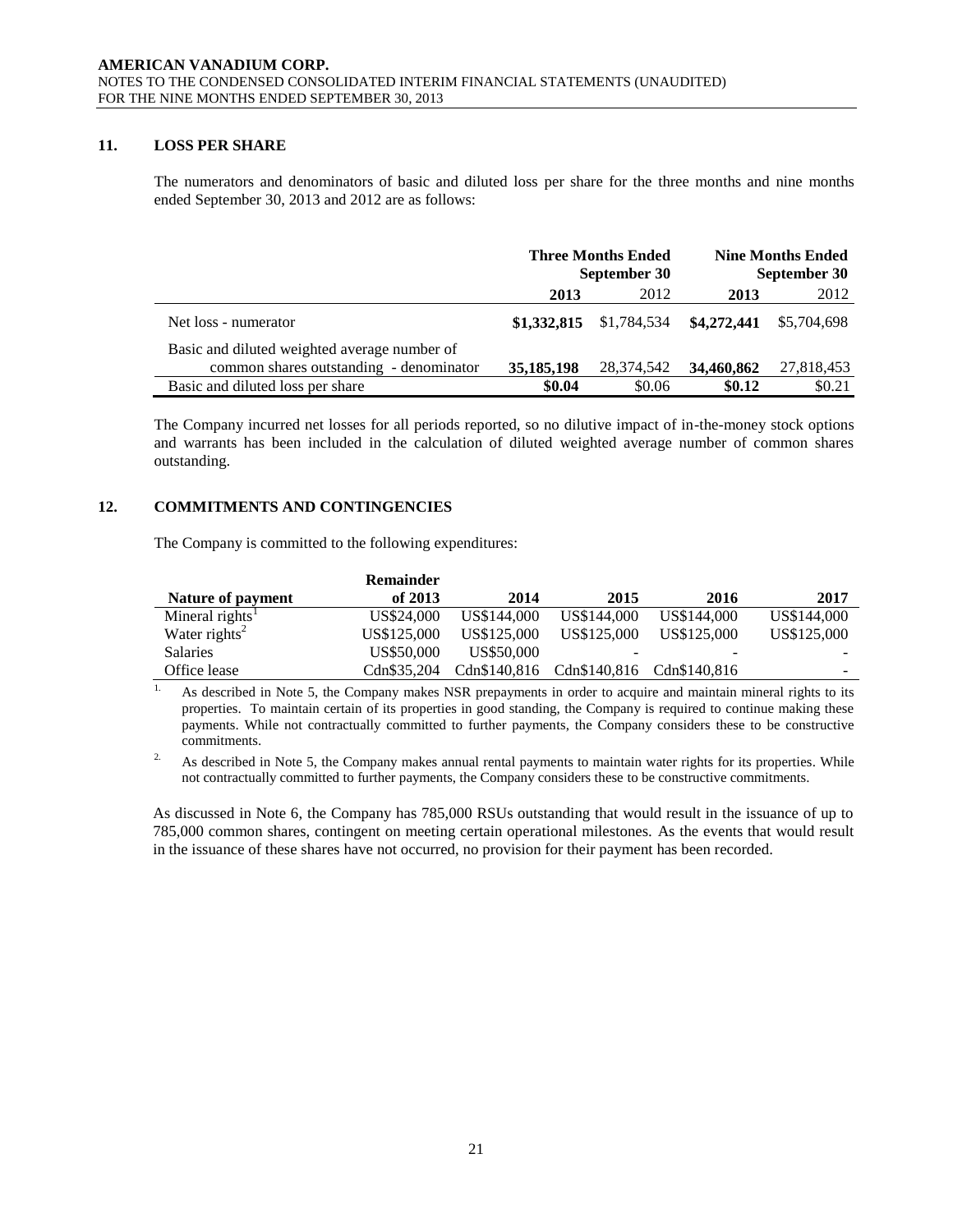## 11. LOSS PER SHARE

The numerators and denominators of basic and diluted loss per share for the three months and nine months ended September 30, 2013 and 2012 are as follows:

| | Three Months Ended September 30 | | Nine Months Ended September 30 | |
|---|---|---|---|---|
| | **2013** | 2012 | **2013** | 2012 |
| Net loss - numerator | **\$1,332,815** | \$1,784,534 | **\$4,272,441** | \$5,704,698 |
| Basic and diluted weighted average number of common shares outstanding - denominator | **35,185,198** | 28,374,542 | **34,460,862** | 27,818,453 |
| Basic and diluted loss per share | **\$0.04** | \$0.06 | **\$0.12** | \$0.21 |

The Company incurred net losses for all periods reported, so no dilutive impact of in-the-money stock options and warrants has been included in the calculation of diluted weighted average number of common shares outstanding.

## 12. COMMITMENTS AND CONTINGENCIES

The Company is committed to the following expenditures:

| Nature of payment | Remainder of 2013 | 2014 | 2015 | 2016 | 2017 |
|---|---|---|---|---|---|
| Mineral rights[1] | US\$24,000 | US\$144,000 | US\$144,000 | US\$144,000 | US\$144,000 |
| Water rights[2] | US\$125,000 | US\$125,000 | US\$125,000 | US\$125,000 | US\$125,000 |
| Salaries | US\$50,000 | US\$50,000 | - | - | - |
| Office lease | Cdn\$35,204 | Cdn\$140,816 | Cdn\$140,816 | Cdn\$140,816 | - |

1. As described in Note 5, the Company makes NSR prepayments in order to acquire and maintain mineral rights to its properties. To maintain certain of its properties in good standing, the Company is required to continue making these payments. While not contractually committed to further payments, the Company considers these to be constructive commitments.

2. As described in Note 5, the Company makes annual rental payments to maintain water rights for its properties. While not contractually committed to further payments, the Company considers these to be constructive commitments.

As discussed in Note 6, the Company has 785,000 RSUs outstanding that would result in the issuance of up to 785,000 common shares, contingent on meeting certain operational milestones. As the events that would result in the issuance of these shares have not occurred, no provision for their payment has been recorded.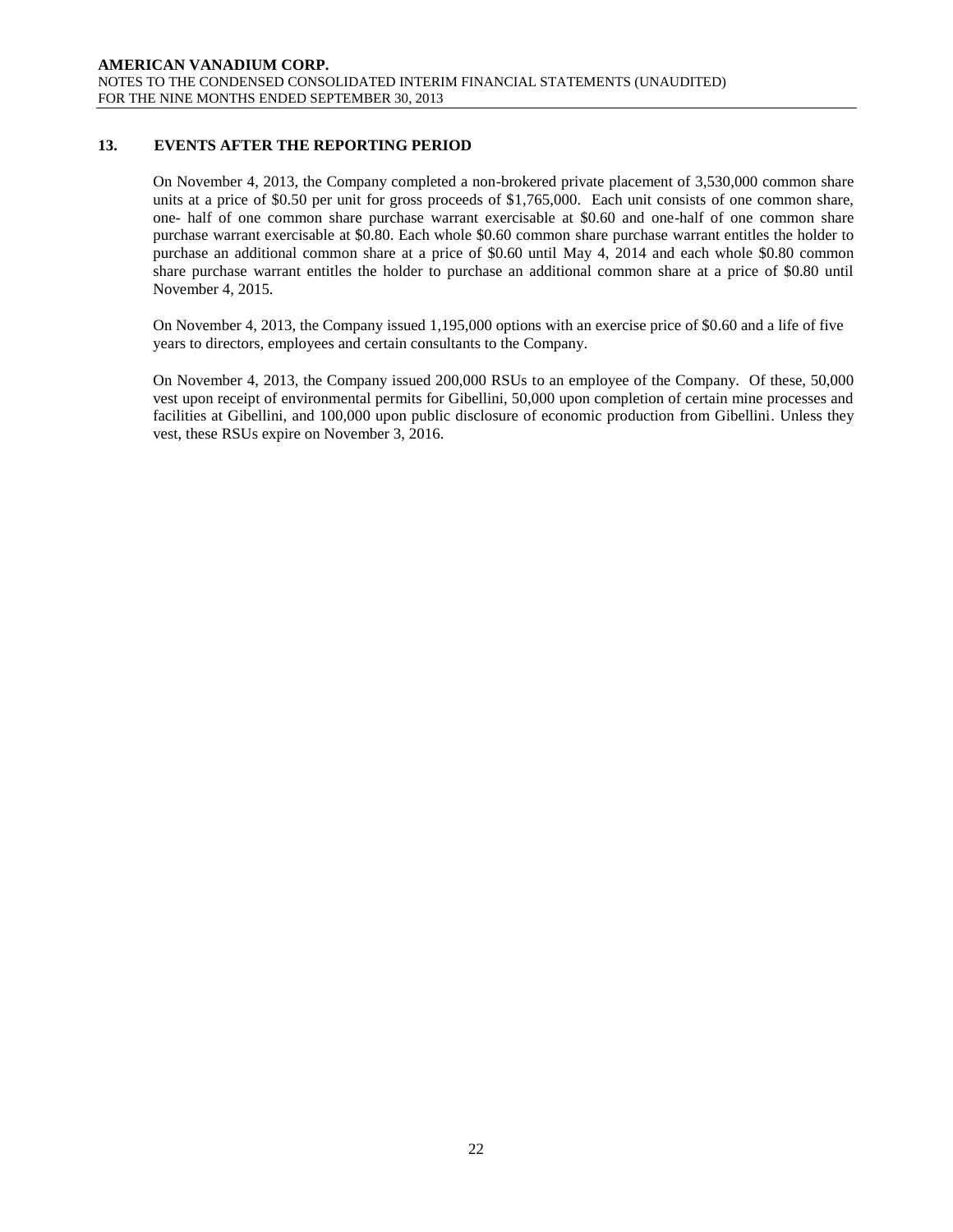## 13. EVENTS AFTER THE REPORTING PERIOD

On November 4, 2013, the Company completed a non-brokered private placement of 3,530,000 common share units at a price of $0.50 per unit for gross proceeds of $1,765,000. Each unit consists of one common share, one- half of one common share purchase warrant exercisable at $0.60 and one-half of one common share purchase warrant exercisable at $0.80. Each whole $0.60 common share purchase warrant entitles the holder to purchase an additional common share at a price of $0.60 until May 4, 2014 and each whole $0.80 common share purchase warrant entitles the holder to purchase an additional common share at a price of $0.80 until November 4, 2015.

On November 4, 2013, the Company issued 1,195,000 options with an exercise price of $0.60 and a life of five years to directors, employees and certain consultants to the Company.

On November 4, 2013, the Company issued 200,000 RSUs to an employee of the Company. Of these, 50,000 vest upon receipt of environmental permits for Gibellini, 50,000 upon completion of certain mine processes and facilities at Gibellini, and 100,000 upon public disclosure of economic production from Gibellini. Unless they vest, these RSUs expire on November 3, 2016.